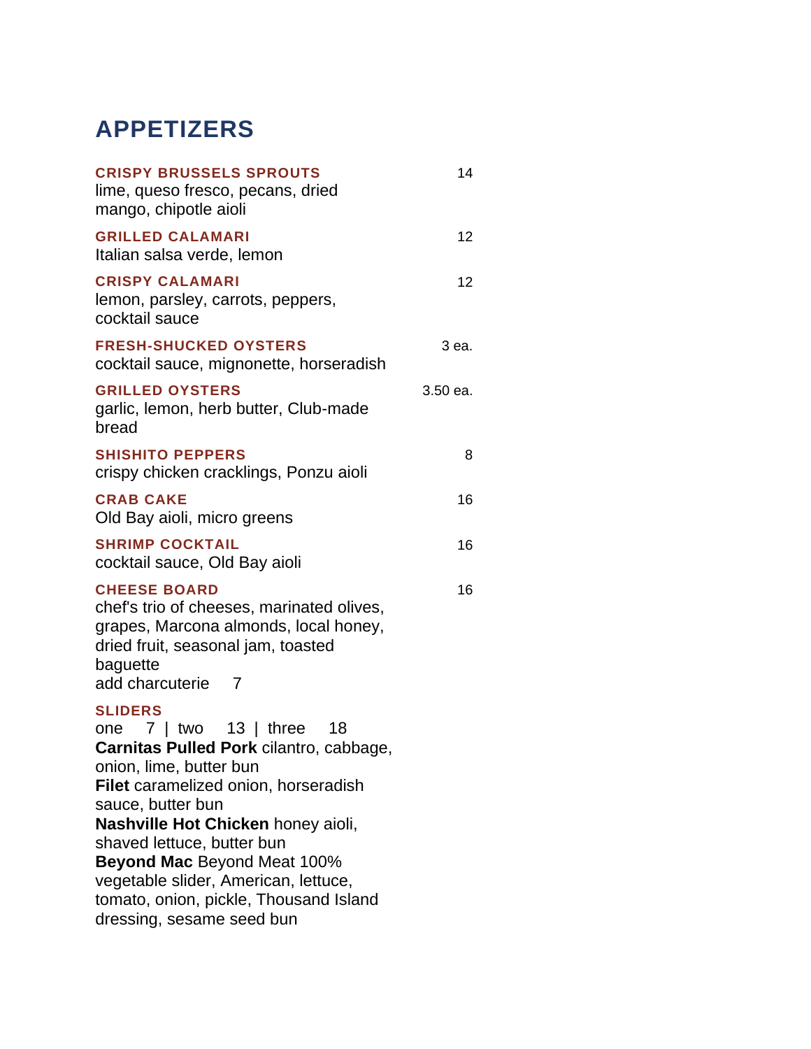# APPETIZERS

**CRISPY BRUSSELS SPROUTS** 14
lime, queso fresco, pecans, dried mango, chipotle aioli

**GRILLED CALAMARI** 12
Italian salsa verde, lemon

**CRISPY CALAMARI** 12
lemon, parsley, carrots, peppers, cocktail sauce

**FRESH-SHUCKED OYSTERS** 3 ea.
cocktail sauce, mignonette, horseradish

**GRILLED OYSTERS** 3.50 ea.
garlic, lemon, herb butter, Club-made bread

**SHISHITO PEPPERS** 8
crispy chicken cracklings, Ponzu aioli

**CRAB CAKE** 16
Old Bay aioli, micro greens

**SHRIMP COCKTAIL** 16
cocktail sauce, Old Bay aioli

**CHEESE BOARD** 16
chef's trio of cheeses, marinated olives, grapes, Marcona almonds, local honey, dried fruit, seasonal jam, toasted baguette
add charcuterie 7

**SLIDERS**
one 7 | two 13 | three 18
**Carnitas Pulled Pork** cilantro, cabbage, onion, lime, butter bun
**Filet** caramelized onion, horseradish sauce, butter bun
**Nashville Hot Chicken** honey aioli, shaved lettuce, butter bun
**Beyond Mac** Beyond Meat 100% vegetable slider, American, lettuce, tomato, onion, pickle, Thousand Island dressing, sesame seed bun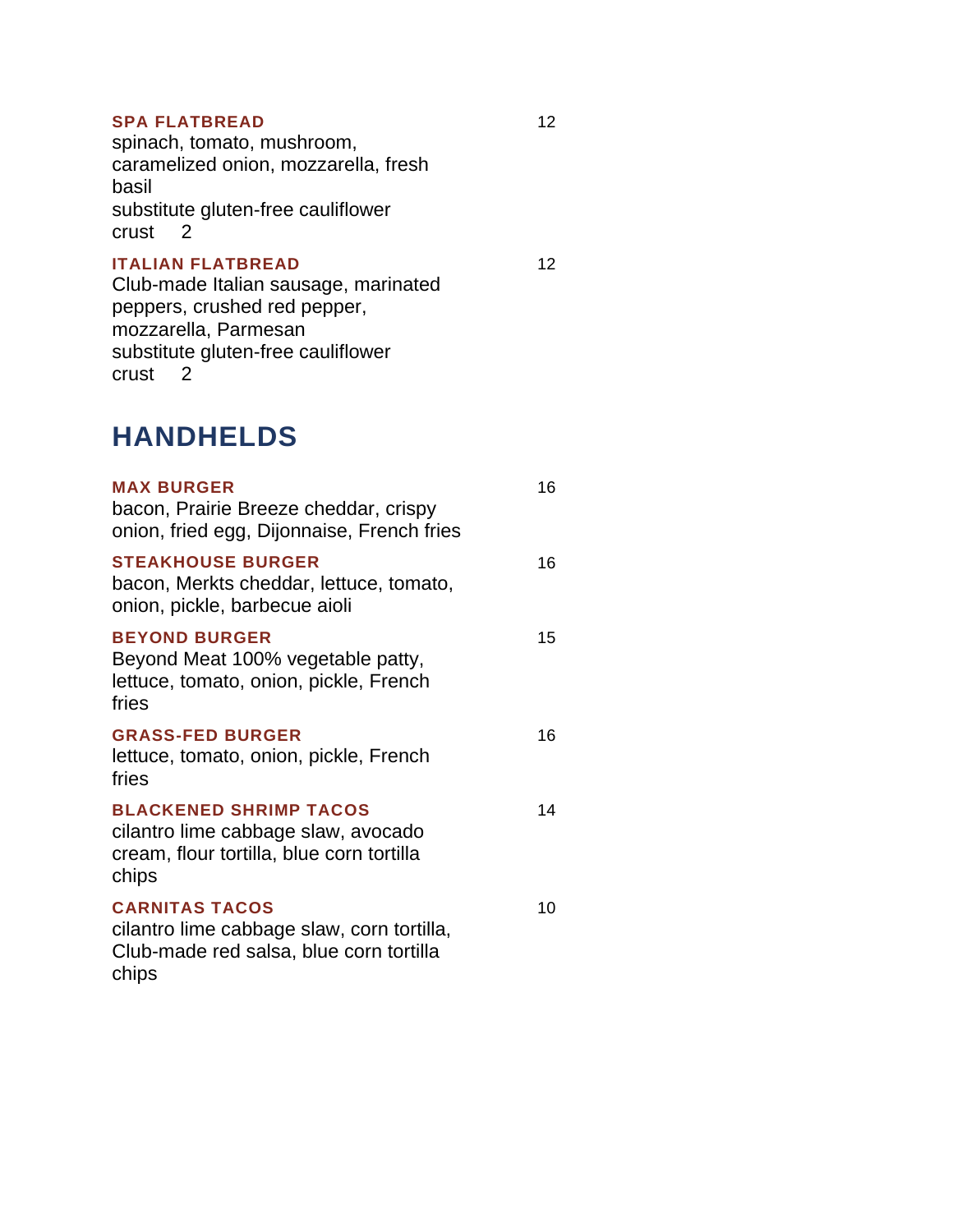**SPA FLATBREAD** 12

spinach, tomato, mushroom, caramelized onion, mozzarella, fresh basil

substitute gluten-free cauliflower crust 2

**ITALIAN FLATBREAD** 12

Club-made Italian sausage, marinated peppers, crushed red pepper, mozzarella, Parmesan

substitute gluten-free cauliflower crust 2

## HANDHELDS

**MAX BURGER** 16

bacon, Prairie Breeze cheddar, crispy onion, fried egg, Dijonnaise, French fries

**STEAKHOUSE BURGER** 16

bacon, Merkts cheddar, lettuce, tomato, onion, pickle, barbecue aioli

**BEYOND BURGER** 15

Beyond Meat 100% vegetable patty, lettuce, tomato, onion, pickle, French fries

**GRASS-FED BURGER** 16

lettuce, tomato, onion, pickle, French fries

**BLACKENED SHRIMP TACOS** 14

cilantro lime cabbage slaw, avocado cream, flour tortilla, blue corn tortilla chips

**CARNITAS TACOS** 10

cilantro lime cabbage slaw, corn tortilla, Club-made red salsa, blue corn tortilla chips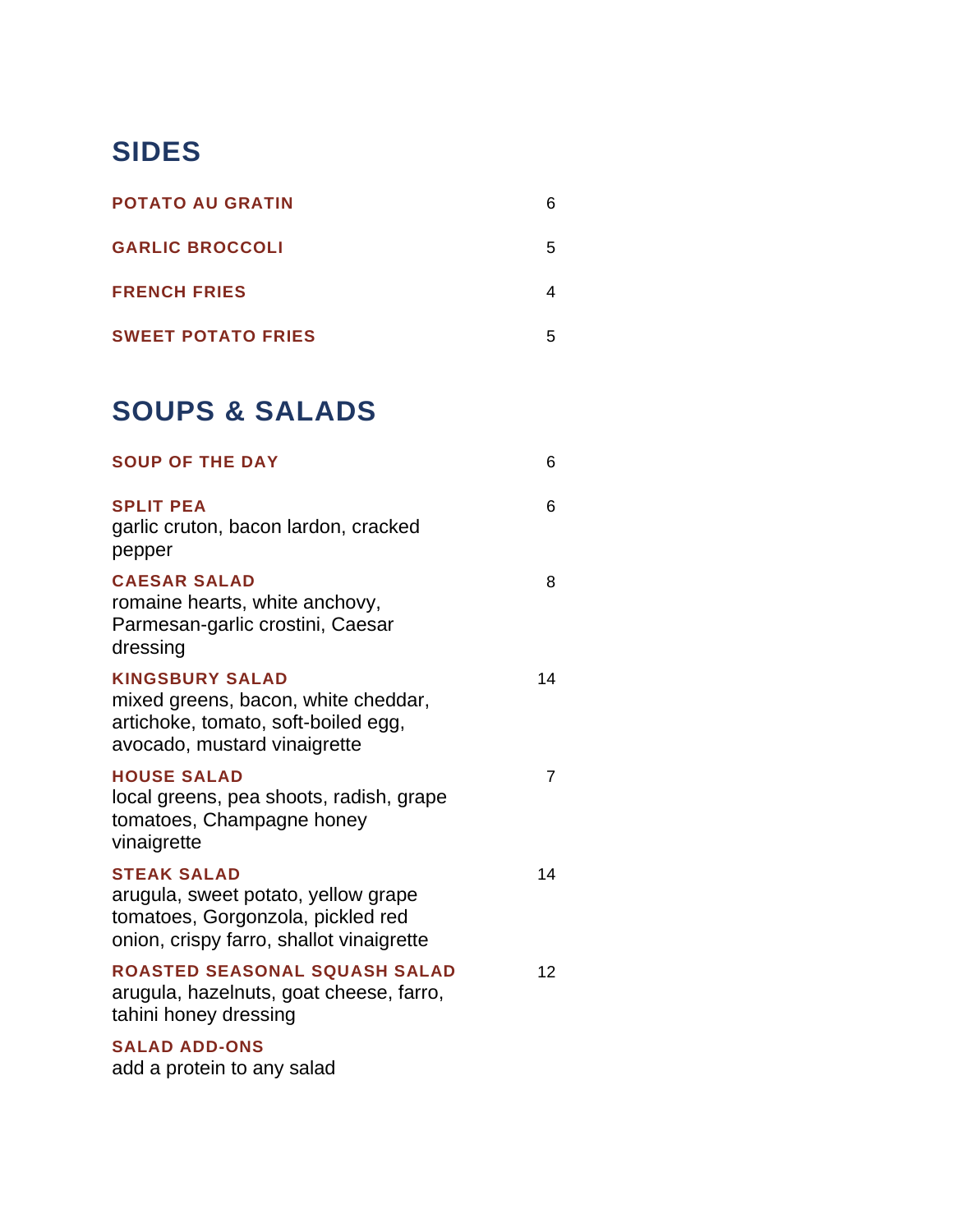## SIDES

**POTATO AU GRATIN** 6

**GARLIC BROCCOLI** 5

**FRENCH FRIES** 4

**SWEET POTATO FRIES** 5

## SOUPS & SALADS

**SOUP OF THE DAY** 6

**SPLIT PEA** 6
garlic cruton, bacon lardon, cracked pepper

**CAESAR SALAD** 8
romaine hearts, white anchovy, Parmesan-garlic crostini, Caesar dressing

**KINGSBURY SALAD** 14
mixed greens, bacon, white cheddar, artichoke, tomato, soft-boiled egg, avocado, mustard vinaigrette

**HOUSE SALAD** 7
local greens, pea shoots, radish, grape tomatoes, Champagne honey vinaigrette

**STEAK SALAD** 14
arugula, sweet potato, yellow grape tomatoes, Gorgonzola, pickled red onion, crispy farro, shallot vinaigrette

**ROASTED SEASONAL SQUASH SALAD** 12
arugula, hazelnuts, goat cheese, farro, tahini honey dressing

**SALAD ADD-ONS**
add a protein to any salad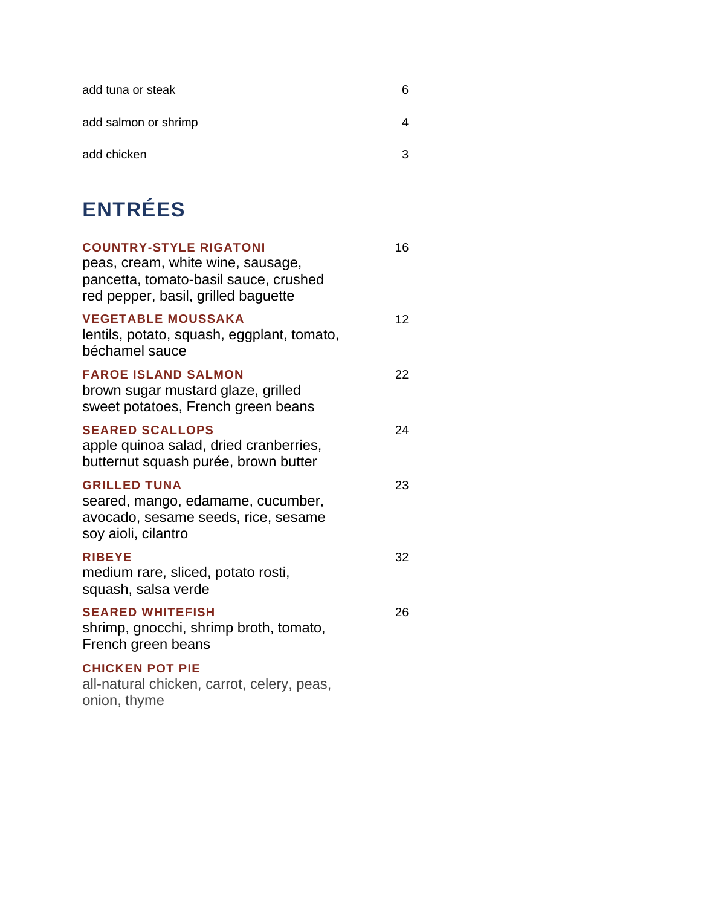| | |
|---|---|
| add tuna or steak | 6 |
| add salmon or shrimp | 4 |
| add chicken | 3 |

## ENTRÉES

**COUNTRY-STYLE RIGATONI** 16
peas, cream, white wine, sausage, pancetta, tomato-basil sauce, crushed red pepper, basil, grilled baguette

**VEGETABLE MOUSSAKA** 12
lentils, potato, squash, eggplant, tomato, béchamel sauce

**FAROE ISLAND SALMON** 22
brown sugar mustard glaze, grilled sweet potatoes, French green beans

**SEARED SCALLOPS** 24
apple quinoa salad, dried cranberries, butternut squash purée, brown butter

**GRILLED TUNA** 23
seared, mango, edamame, cucumber, avocado, sesame seeds, rice, sesame soy aioli, cilantro

**RIBEYE** 32
medium rare, sliced, potato rosti, squash, salsa verde

**SEARED WHITEFISH** 26
shrimp, gnocchi, shrimp broth, tomato, French green beans

**CHICKEN POT PIE**
all-natural chicken, carrot, celery, peas, onion, thyme